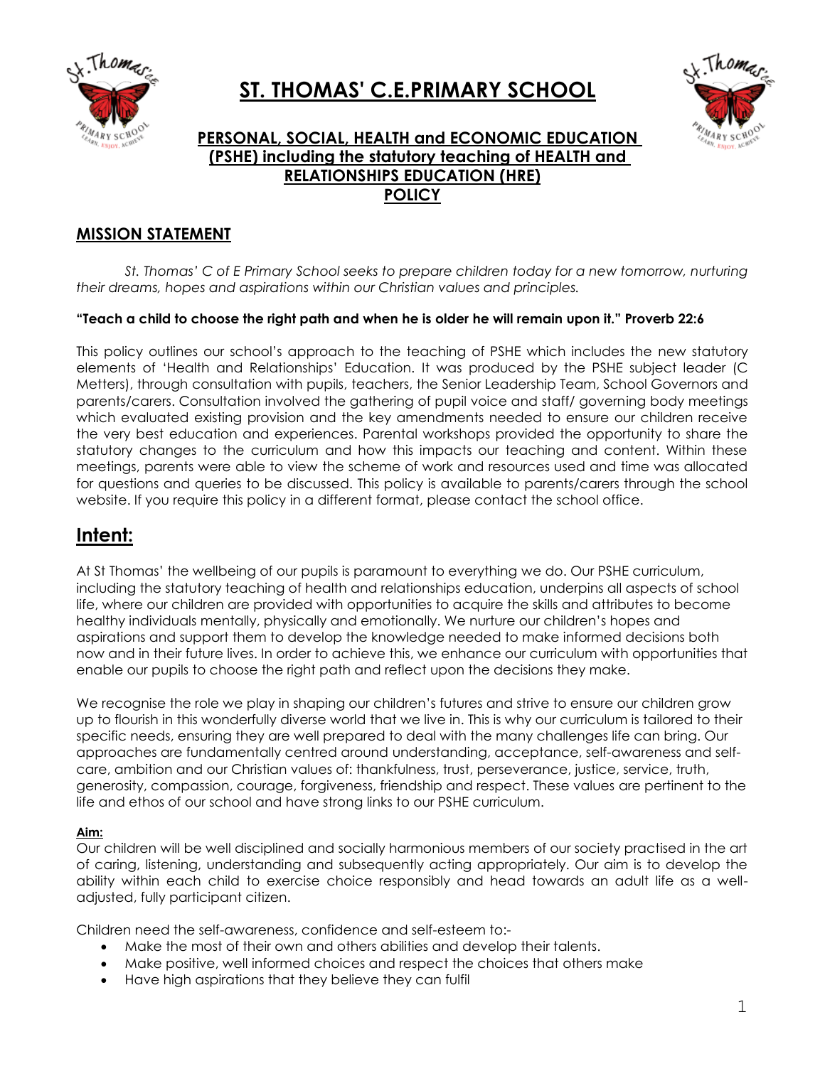# ST. THOMAS' C.E.PRIMARY SCHOOL

## PERSONAL, SOCIAL, HEALTH and ECONOMIC EDUCATION (PSHE) including the statutory teaching of HEALTH and RELATIONSHIPS EDUCATION (HRE) POLICY

## MISSION STATEMENT

*St. Thomas' C of E Primary School seeks to prepare children today for a new tomorrow, nurturing their dreams, hopes and aspirations within our Christian values and principles.*

**"Teach a child to choose the right path and when he is older he will remain upon it." Proverb 22:6**

This policy outlines our school's approach to the teaching of PSHE which includes the new statutory elements of 'Health and Relationships' Education. It was produced by the PSHE subject leader (C Metters), through consultation with pupils, teachers, the Senior Leadership Team, School Governors and parents/carers. Consultation involved the gathering of pupil voice and staff/ governing body meetings which evaluated existing provision and the key amendments needed to ensure our children receive the very best education and experiences. Parental workshops provided the opportunity to share the statutory changes to the curriculum and how this impacts our teaching and content. Within these meetings, parents were able to view the scheme of work and resources used and time was allocated for questions and queries to be discussed. This policy is available to parents/carers through the school website. If you require this policy in a different format, please contact the school office.

# Intent:

At St Thomas' the wellbeing of our pupils is paramount to everything we do. Our PSHE curriculum, including the statutory teaching of health and relationships education, underpins all aspects of school life, where our children are provided with opportunities to acquire the skills and attributes to become healthy individuals mentally, physically and emotionally. We nurture our children's hopes and aspirations and support them to develop the knowledge needed to make informed decisions both now and in their future lives. In order to achieve this, we enhance our curriculum with opportunities that enable our pupils to choose the right path and reflect upon the decisions they make.

We recognise the role we play in shaping our children's futures and strive to ensure our children grow up to flourish in this wonderfully diverse world that we live in. This is why our curriculum is tailored to their specific needs, ensuring they are well prepared to deal with the many challenges life can bring. Our approaches are fundamentally centred around understanding, acceptance, self-awareness and self-care, ambition and our Christian values of: thankfulness, trust, perseverance, justice, service, truth, generosity, compassion, courage, forgiveness, friendship and respect. These values are pertinent to the life and ethos of our school and have strong links to our PSHE curriculum.

**Aim:**

Our children will be well disciplined and socially harmonious members of our society practised in the art of caring, listening, understanding and subsequently acting appropriately. Our aim is to develop the ability within each child to exercise choice responsibly and head towards an adult life as a well-adjusted, fully participant citizen.

Children need the self-awareness, confidence and self-esteem to:-

- Make the most of their own and others abilities and develop their talents.
- Make positive, well informed choices and respect the choices that others make
- Have high aspirations that they believe they can fulfil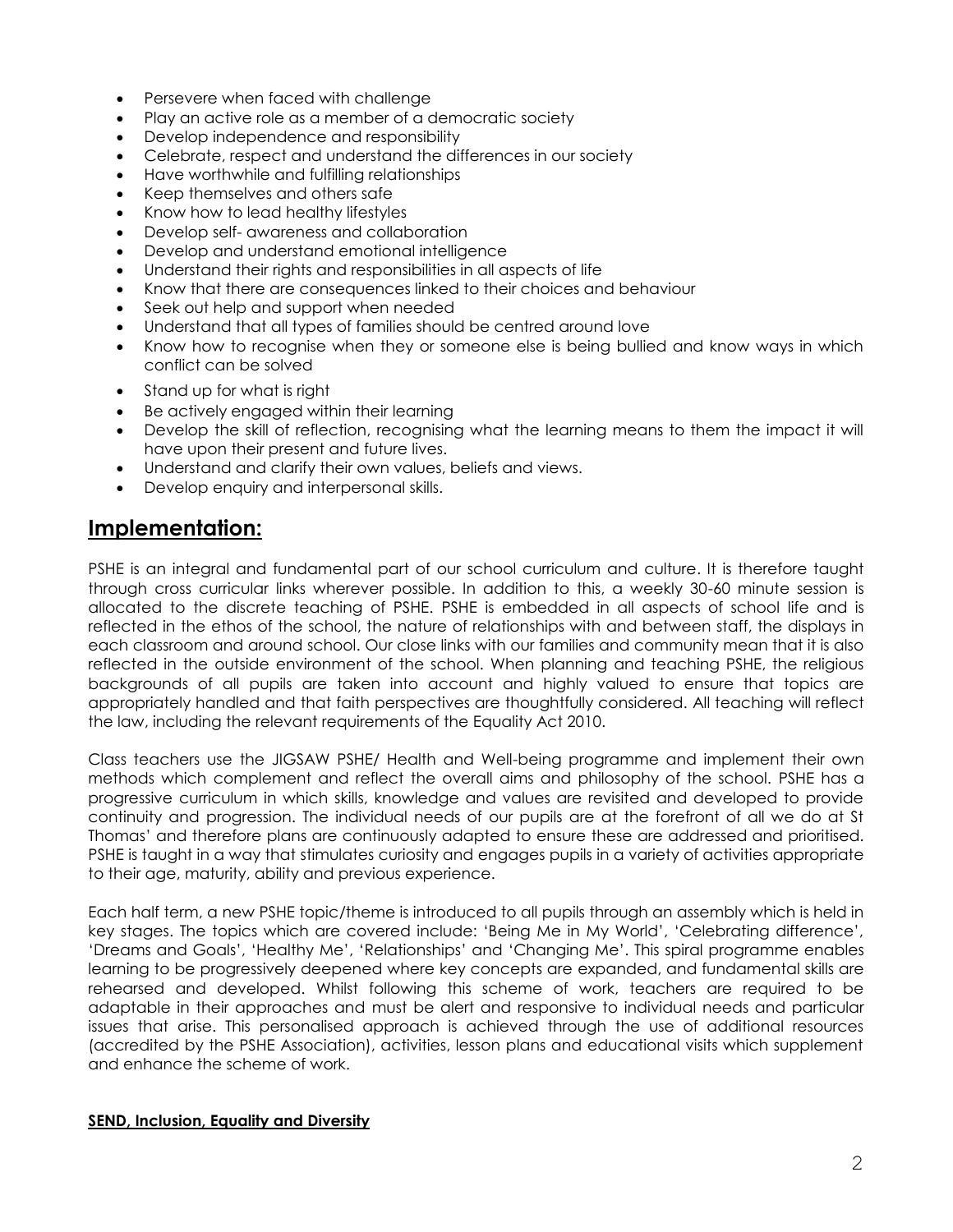- Persevere when faced with challenge
- Play an active role as a member of a democratic society
- Develop independence and responsibility
- Celebrate, respect and understand the differences in our society
- Have worthwhile and fulfilling relationships
- Keep themselves and others safe
- Know how to lead healthy lifestyles
- Develop self- awareness and collaboration
- Develop and understand emotional intelligence
- Understand their rights and responsibilities in all aspects of life
- Know that there are consequences linked to their choices and behaviour
- Seek out help and support when needed
- Understand that all types of families should be centred around love
- Know how to recognise when they or someone else is being bullied and know ways in which conflict can be solved
- Stand up for what is right
- Be actively engaged within their learning
- Develop the skill of reflection, recognising what the learning means to them the impact it will have upon their present and future lives.
- Understand and clarify their own values, beliefs and views.
- Develop enquiry and interpersonal skills.

## Implementation:

PSHE is an integral and fundamental part of our school curriculum and culture. It is therefore taught through cross curricular links wherever possible. In addition to this, a weekly 30-60 minute session is allocated to the discrete teaching of PSHE. PSHE is embedded in all aspects of school life and is reflected in the ethos of the school, the nature of relationships with and between staff, the displays in each classroom and around school. Our close links with our families and community mean that it is also reflected in the outside environment of the school. When planning and teaching PSHE, the religious backgrounds of all pupils are taken into account and highly valued to ensure that topics are appropriately handled and that faith perspectives are thoughtfully considered. All teaching will reflect the law, including the relevant requirements of the Equality Act 2010.

Class teachers use the JIGSAW PSHE/ Health and Well-being programme and implement their own methods which complement and reflect the overall aims and philosophy of the school. PSHE has a progressive curriculum in which skills, knowledge and values are revisited and developed to provide continuity and progression. The individual needs of our pupils are at the forefront of all we do at St Thomas' and therefore plans are continuously adapted to ensure these are addressed and prioritised. PSHE is taught in a way that stimulates curiosity and engages pupils in a variety of activities appropriate to their age, maturity, ability and previous experience.

Each half term, a new PSHE topic/theme is introduced to all pupils through an assembly which is held in key stages. The topics which are covered include: 'Being Me in My World', 'Celebrating difference', 'Dreams and Goals', 'Healthy Me', 'Relationships' and 'Changing Me'. This spiral programme enables learning to be progressively deepened where key concepts are expanded, and fundamental skills are rehearsed and developed. Whilst following this scheme of work, teachers are required to be adaptable in their approaches and must be alert and responsive to individual needs and particular issues that arise. This personalised approach is achieved through the use of additional resources (accredited by the PSHE Association), activities, lesson plans and educational visits which supplement and enhance the scheme of work.

**SEND, Inclusion, Equality and Diversity**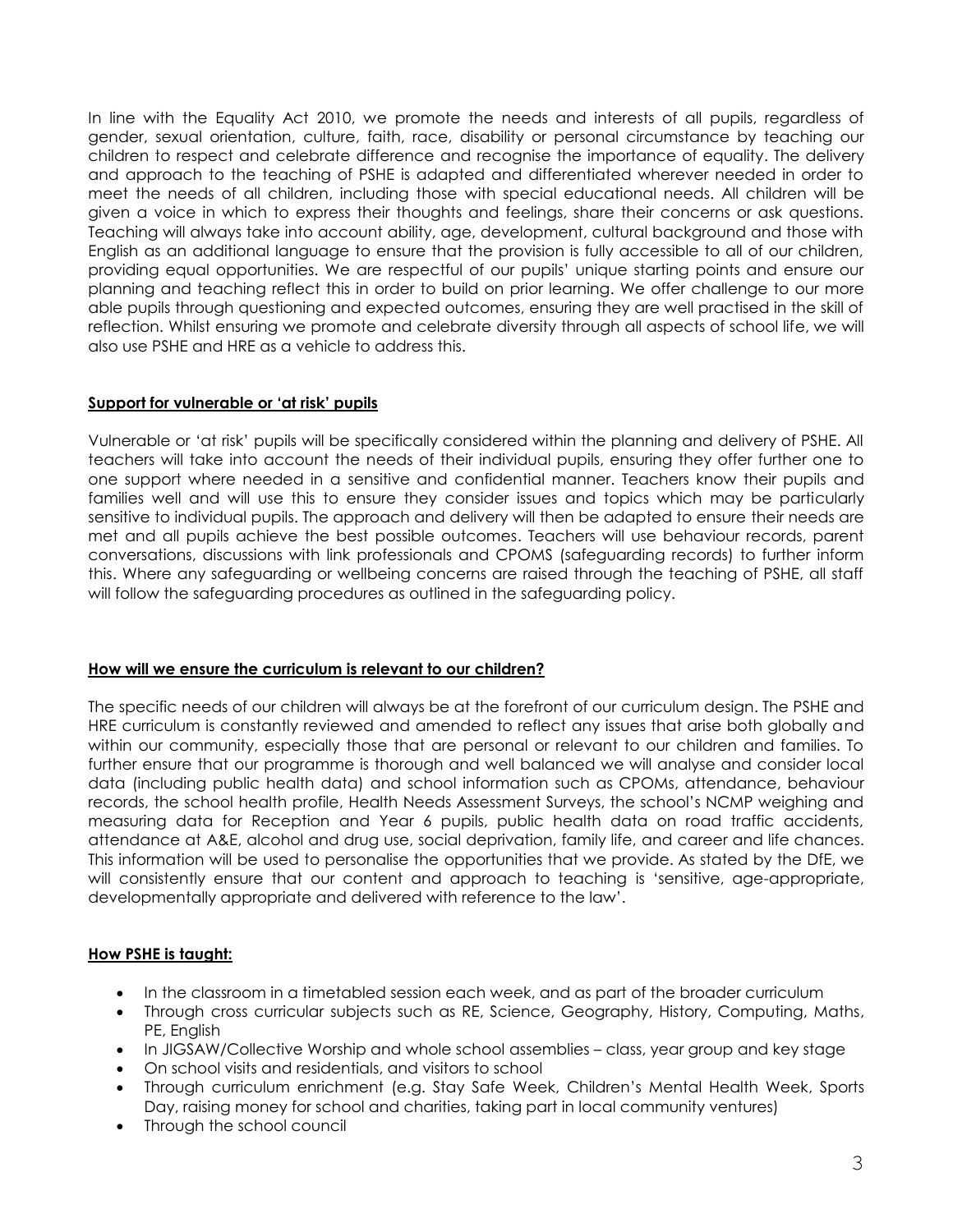In line with the Equality Act 2010, we promote the needs and interests of all pupils, regardless of gender, sexual orientation, culture, faith, race, disability or personal circumstance by teaching our children to respect and celebrate difference and recognise the importance of equality. The delivery and approach to the teaching of PSHE is adapted and differentiated wherever needed in order to meet the needs of all children, including those with special educational needs. All children will be given a voice in which to express their thoughts and feelings, share their concerns or ask questions. Teaching will always take into account ability, age, development, cultural background and those with English as an additional language to ensure that the provision is fully accessible to all of our children, providing equal opportunities. We are respectful of our pupils' unique starting points and ensure our planning and teaching reflect this in order to build on prior learning. We offer challenge to our more able pupils through questioning and expected outcomes, ensuring they are well practised in the skill of reflection. Whilst ensuring we promote and celebrate diversity through all aspects of school life, we will also use PSHE and HRE as a vehicle to address this.

## Support for vulnerable or 'at risk' pupils

Vulnerable or 'at risk' pupils will be specifically considered within the planning and delivery of PSHE. All teachers will take into account the needs of their individual pupils, ensuring they offer further one to one support where needed in a sensitive and confidential manner. Teachers know their pupils and families well and will use this to ensure they consider issues and topics which may be particularly sensitive to individual pupils. The approach and delivery will then be adapted to ensure their needs are met and all pupils achieve the best possible outcomes. Teachers will use behaviour records, parent conversations, discussions with link professionals and CPOMS (safeguarding records) to further inform this. Where any safeguarding or wellbeing concerns are raised through the teaching of PSHE, all staff will follow the safeguarding procedures as outlined in the safeguarding policy.

## How will we ensure the curriculum is relevant to our children?

The specific needs of our children will always be at the forefront of our curriculum design. The PSHE and HRE curriculum is constantly reviewed and amended to reflect any issues that arise both globally and within our community, especially those that are personal or relevant to our children and families. To further ensure that our programme is thorough and well balanced we will analyse and consider local data (including public health data) and school information such as CPOMs, attendance, behaviour records, the school health profile, Health Needs Assessment Surveys, the school's NCMP weighing and measuring data for Reception and Year 6 pupils, public health data on road traffic accidents, attendance at A&E, alcohol and drug use, social deprivation, family life, and career and life chances. This information will be used to personalise the opportunities that we provide. As stated by the DfE, we will consistently ensure that our content and approach to teaching is 'sensitive, age-appropriate, developmentally appropriate and delivered with reference to the law'.

## How PSHE is taught:

- In the classroom in a timetabled session each week, and as part of the broader curriculum
- Through cross curricular subjects such as RE, Science, Geography, History, Computing, Maths, PE, English
- In JIGSAW/Collective Worship and whole school assemblies – class, year group and key stage
- On school visits and residentials, and visitors to school
- Through curriculum enrichment (e.g. Stay Safe Week, Children's Mental Health Week, Sports Day, raising money for school and charities, taking part in local community ventures)
- Through the school council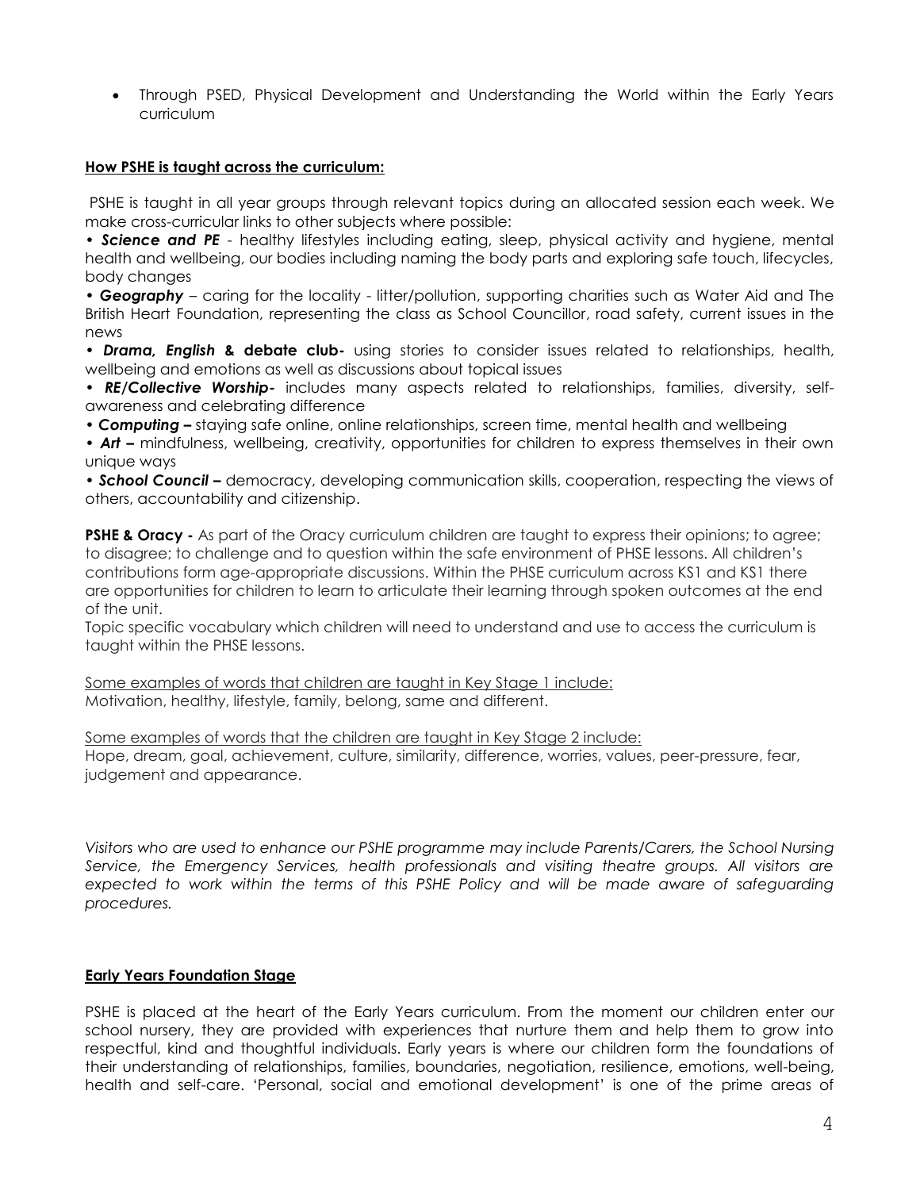- Through PSED, Physical Development and Understanding the World within the Early Years curriculum

**How PSHE is taught across the curriculum:**

PSHE is taught in all year groups through relevant topics during an allocated session each week. We make cross-curricular links to other subjects where possible:

• ***Science and PE*** - healthy lifestyles including eating, sleep, physical activity and hygiene, mental health and wellbeing, our bodies including naming the body parts and exploring safe touch, lifecycles, body changes

• ***Geography*** – caring for the locality - litter/pollution, supporting charities such as Water Aid and The British Heart Foundation, representing the class as School Councillor, road safety, current issues in the news

• ***Drama, English* & debate club-** using stories to consider issues related to relationships, health, wellbeing and emotions as well as discussions about topical issues

• ***RE/Collective Worship-*** includes many aspects related to relationships, families, diversity, self-awareness and celebrating difference

• ***Computing –*** staying safe online, online relationships, screen time, mental health and wellbeing

• ***Art –*** mindfulness, wellbeing, creativity, opportunities for children to express themselves in their own unique ways

• ***School Council –*** democracy, developing communication skills, cooperation, respecting the views of others, accountability and citizenship.

**PSHE & Oracy -** As part of the Oracy curriculum children are taught to express their opinions; to agree; to disagree; to challenge and to question within the safe environment of PHSE lessons. All children's contributions form age-appropriate discussions. Within the PHSE curriculum across KS1 and KS1 there are opportunities for children to learn to articulate their learning through spoken outcomes at the end of the unit.

Topic specific vocabulary which children will need to understand and use to access the curriculum is taught within the PHSE lessons.

Some examples of words that children are taught in Key Stage 1 include:
Motivation, healthy, lifestyle, family, belong, same and different.

Some examples of words that the children are taught in Key Stage 2 include:
Hope, dream, goal, achievement, culture, similarity, difference, worries, values, peer-pressure, fear, judgement and appearance.

*Visitors who are used to enhance our PSHE programme may include Parents/Carers, the School Nursing Service, the Emergency Services, health professionals and visiting theatre groups. All visitors are expected to work within the terms of this PSHE Policy and will be made aware of safeguarding procedures.*

**Early Years Foundation Stage**

PSHE is placed at the heart of the Early Years curriculum. From the moment our children enter our school nursery, they are provided with experiences that nurture them and help them to grow into respectful, kind and thoughtful individuals. Early years is where our children form the foundations of their understanding of relationships, families, boundaries, negotiation, resilience, emotions, well-being, health and self-care. 'Personal, social and emotional development' is one of the prime areas of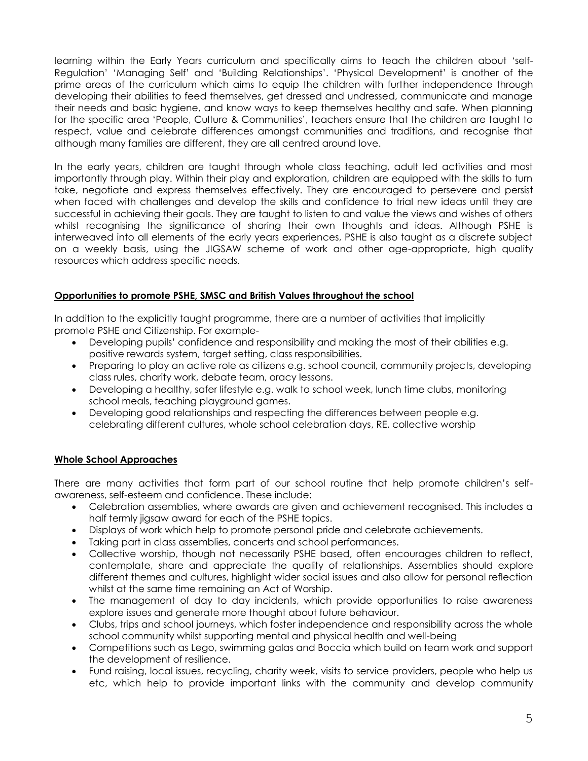learning within the Early Years curriculum and specifically aims to teach the children about 'self-Regulation' 'Managing Self' and 'Building Relationships'. 'Physical Development' is another of the prime areas of the curriculum which aims to equip the children with further independence through developing their abilities to feed themselves, get dressed and undressed, communicate and manage their needs and basic hygiene, and know ways to keep themselves healthy and safe. When planning for the specific area 'People, Culture & Communities', teachers ensure that the children are taught to respect, value and celebrate differences amongst communities and traditions, and recognise that although many families are different, they are all centred around love.

In the early years, children are taught through whole class teaching, adult led activities and most importantly through play. Within their play and exploration, children are equipped with the skills to turn take, negotiate and express themselves effectively. They are encouraged to persevere and persist when faced with challenges and develop the skills and confidence to trial new ideas until they are successful in achieving their goals. They are taught to listen to and value the views and wishes of others whilst recognising the significance of sharing their own thoughts and ideas. Although PSHE is interweaved into all elements of the early years experiences, PSHE is also taught as a discrete subject on a weekly basis, using the JIGSAW scheme of work and other age-appropriate, high quality resources which address specific needs.

## Opportunities to promote PSHE, SMSC and British Values throughout the school

In addition to the explicitly taught programme, there are a number of activities that implicitly promote PSHE and Citizenship. For example-

- Developing pupils' confidence and responsibility and making the most of their abilities e.g. positive rewards system, target setting, class responsibilities.
- Preparing to play an active role as citizens e.g. school council, community projects, developing class rules, charity work, debate team, oracy lessons.
- Developing a healthy, safer lifestyle e.g. walk to school week, lunch time clubs, monitoring school meals, teaching playground games.
- Developing good relationships and respecting the differences between people e.g. celebrating different cultures, whole school celebration days, RE, collective worship

## Whole School Approaches

There are many activities that form part of our school routine that help promote children's self-awareness, self-esteem and confidence. These include:

- Celebration assemblies, where awards are given and achievement recognised. This includes a half termly jigsaw award for each of the PSHE topics.
- Displays of work which help to promote personal pride and celebrate achievements.
- Taking part in class assemblies, concerts and school performances.
- Collective worship, though not necessarily PSHE based, often encourages children to reflect, contemplate, share and appreciate the quality of relationships. Assemblies should explore different themes and cultures, highlight wider social issues and also allow for personal reflection whilst at the same time remaining an Act of Worship.
- The management of day to day incidents, which provide opportunities to raise awareness explore issues and generate more thought about future behaviour.
- Clubs, trips and school journeys, which foster independence and responsibility across the whole school community whilst supporting mental and physical health and well-being
- Competitions such as Lego, swimming galas and Boccia which build on team work and support the development of resilience.
- Fund raising, local issues, recycling, charity week, visits to service providers, people who help us etc, which help to provide important links with the community and develop community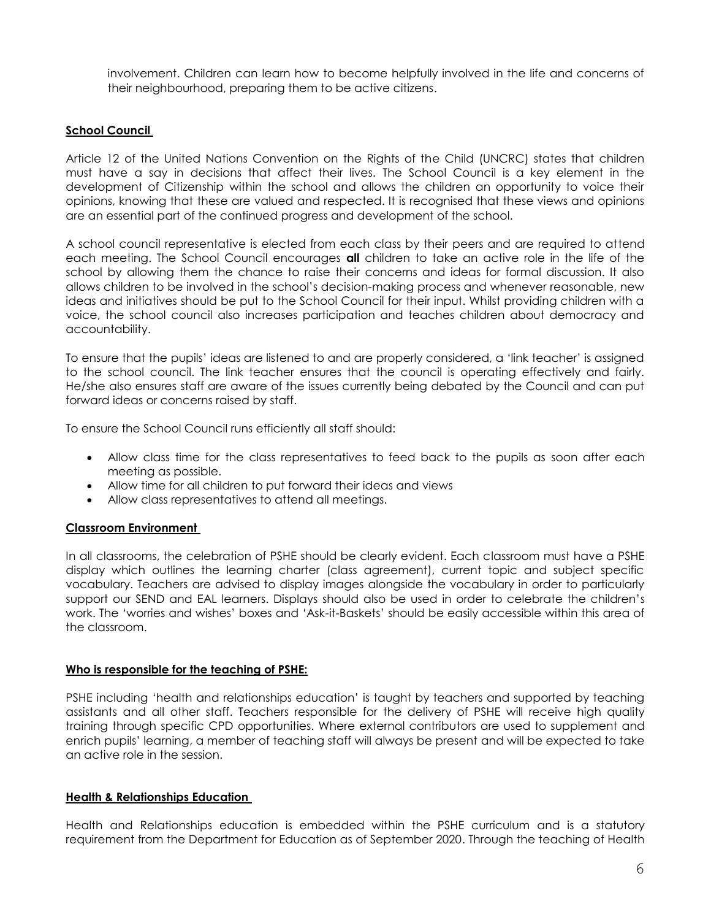involvement. Children can learn how to become helpfully involved in the life and concerns of their neighbourhood, preparing them to be active citizens.

## School Council

Article 12 of the United Nations Convention on the Rights of the Child (UNCRC) states that children must have a say in decisions that affect their lives. The School Council is a key element in the development of Citizenship within the school and allows the children an opportunity to voice their opinions, knowing that these are valued and respected. It is recognised that these views and opinions are an essential part of the continued progress and development of the school.

A school council representative is elected from each class by their peers and are required to attend each meeting. The School Council encourages **all** children to take an active role in the life of the school by allowing them the chance to raise their concerns and ideas for formal discussion. It also allows children to be involved in the school's decision-making process and whenever reasonable, new ideas and initiatives should be put to the School Council for their input. Whilst providing children with a voice, the school council also increases participation and teaches children about democracy and accountability.

To ensure that the pupils' ideas are listened to and are properly considered, a 'link teacher' is assigned to the school council. The link teacher ensures that the council is operating effectively and fairly. He/she also ensures staff are aware of the issues currently being debated by the Council and can put forward ideas or concerns raised by staff.

To ensure the School Council runs efficiently all staff should:

- Allow class time for the class representatives to feed back to the pupils as soon after each meeting as possible.
- Allow time for all children to put forward their ideas and views
- Allow class representatives to attend all meetings.

## Classroom Environment

In all classrooms, the celebration of PSHE should be clearly evident. Each classroom must have a PSHE display which outlines the learning charter (class agreement), current topic and subject specific vocabulary. Teachers are advised to display images alongside the vocabulary in order to particularly support our SEND and EAL learners. Displays should also be used in order to celebrate the children's work. The 'worries and wishes' boxes and 'Ask-it-Baskets' should be easily accessible within this area of the classroom.

## Who is responsible for the teaching of PSHE:

PSHE including 'health and relationships education' is taught by teachers and supported by teaching assistants and all other staff. Teachers responsible for the delivery of PSHE will receive high quality training through specific CPD opportunities. Where external contributors are used to supplement and enrich pupils' learning, a member of teaching staff will always be present and will be expected to take an active role in the session.

## Health & Relationships Education

Health and Relationships education is embedded within the PSHE curriculum and is a statutory requirement from the Department for Education as of September 2020. Through the teaching of Health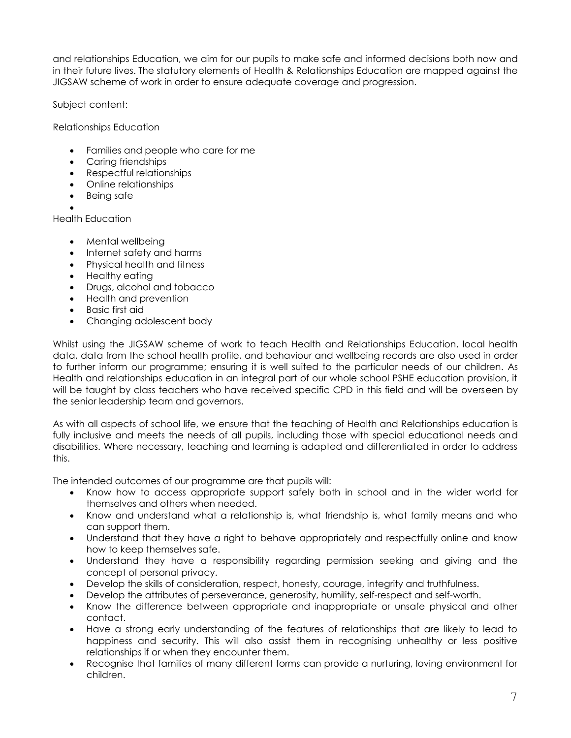and relationships Education, we aim for our pupils to make safe and informed decisions both now and in their future lives. The statutory elements of Health & Relationships Education are mapped against the JIGSAW scheme of work in order to ensure adequate coverage and progression.

Subject content:

Relationships Education

- Families and people who care for me
- Caring friendships
- Respectful relationships
- Online relationships
- Being safe

Health Education

- Mental wellbeing
- Internet safety and harms
- Physical health and fitness
- Healthy eating
- Drugs, alcohol and tobacco
- Health and prevention
- Basic first aid
- Changing adolescent body

Whilst using the JIGSAW scheme of work to teach Health and Relationships Education, local health data, data from the school health profile, and behaviour and wellbeing records are also used in order to further inform our programme; ensuring it is well suited to the particular needs of our children. As Health and relationships education in an integral part of our whole school PSHE education provision, it will be taught by class teachers who have received specific CPD in this field and will be overseen by the senior leadership team and governors.

As with all aspects of school life, we ensure that the teaching of Health and Relationships education is fully inclusive and meets the needs of all pupils, including those with special educational needs and disabilities. Where necessary, teaching and learning is adapted and differentiated in order to address this.

The intended outcomes of our programme are that pupils will:

- Know how to access appropriate support safely both in school and in the wider world for themselves and others when needed.
- Know and understand what a relationship is, what friendship is, what family means and who can support them.
- Understand that they have a right to behave appropriately and respectfully online and know how to keep themselves safe.
- Understand they have a responsibility regarding permission seeking and giving and the concept of personal privacy.
- Develop the skills of consideration, respect, honesty, courage, integrity and truthfulness.
- Develop the attributes of perseverance, generosity, humility, self-respect and self-worth.
- Know the difference between appropriate and inappropriate or unsafe physical and other contact.
- Have a strong early understanding of the features of relationships that are likely to lead to happiness and security. This will also assist them in recognising unhealthy or less positive relationships if or when they encounter them.
- Recognise that families of many different forms can provide a nurturing, loving environment for children.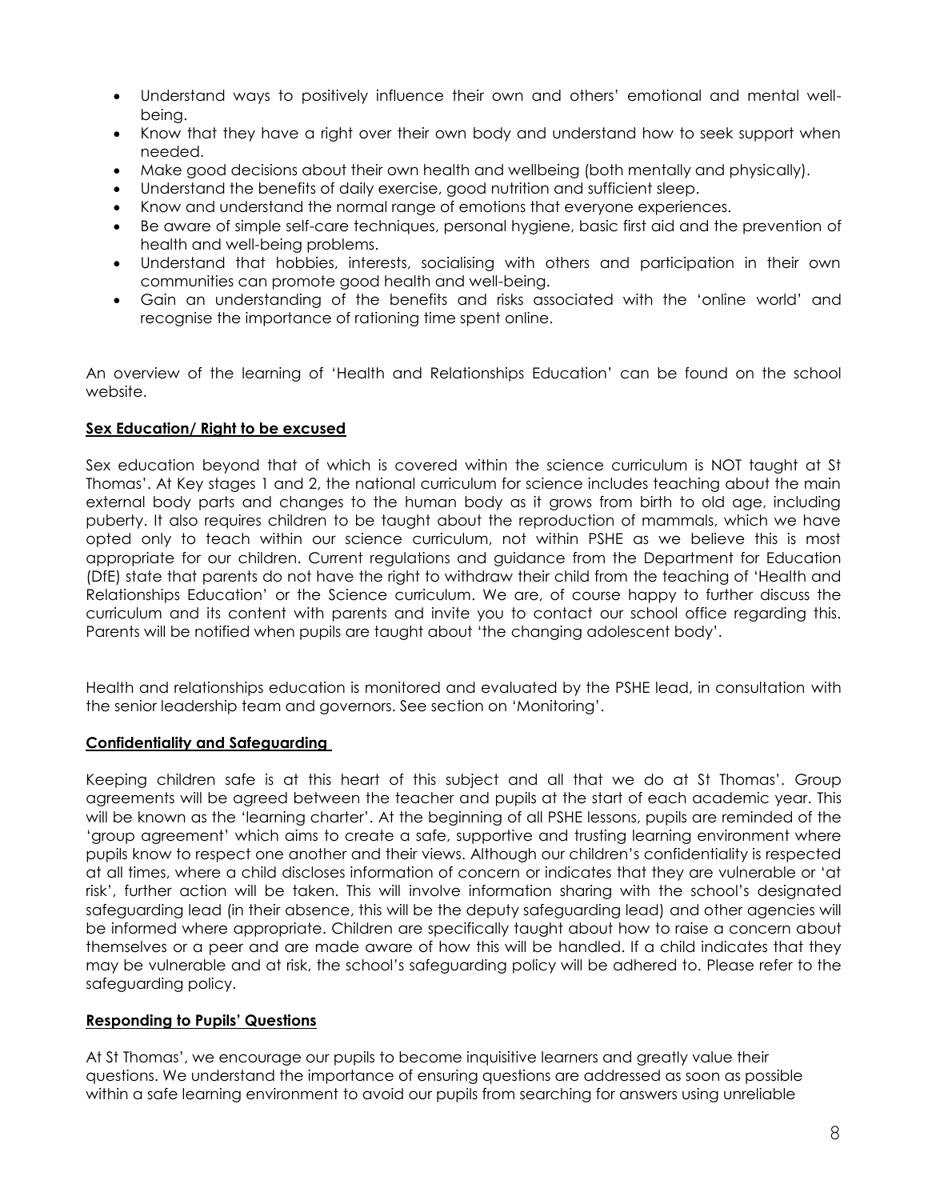- Understand ways to positively influence their own and others' emotional and mental well-being.
- Know that they have a right over their own body and understand how to seek support when needed.
- Make good decisions about their own health and wellbeing (both mentally and physically).
- Understand the benefits of daily exercise, good nutrition and sufficient sleep.
- Know and understand the normal range of emotions that everyone experiences.
- Be aware of simple self-care techniques, personal hygiene, basic first aid and the prevention of health and well-being problems.
- Understand that hobbies, interests, socialising with others and participation in their own communities can promote good health and well-being.
- Gain an understanding of the benefits and risks associated with the 'online world' and recognise the importance of rationing time spent online.

An overview of the learning of 'Health and Relationships Education' can be found on the school website.

**Sex Education/ Right to be excused**

Sex education beyond that of which is covered within the science curriculum is NOT taught at St Thomas'. At Key stages 1 and 2, the national curriculum for science includes teaching about the main external body parts and changes to the human body as it grows from birth to old age, including puberty. It also requires children to be taught about the reproduction of mammals, which we have opted only to teach within our science curriculum, not within PSHE as we believe this is most appropriate for our children. Current regulations and guidance from the Department for Education (DfE) state that parents do not have the right to withdraw their child from the teaching of 'Health and Relationships Education' or the Science curriculum. We are, of course happy to further discuss the curriculum and its content with parents and invite you to contact our school office regarding this. Parents will be notified when pupils are taught about 'the changing adolescent body'.

Health and relationships education is monitored and evaluated by the PSHE lead, in consultation with the senior leadership team and governors. See section on 'Monitoring'.

**Confidentiality and Safeguarding**

Keeping children safe is at this heart of this subject and all that we do at St Thomas'. Group agreements will be agreed between the teacher and pupils at the start of each academic year. This will be known as the 'learning charter'. At the beginning of all PSHE lessons, pupils are reminded of the 'group agreement' which aims to create a safe, supportive and trusting learning environment where pupils know to respect one another and their views. Although our children's confidentiality is respected at all times, where a child discloses information of concern or indicates that they are vulnerable or 'at risk', further action will be taken. This will involve information sharing with the school's designated safeguarding lead (in their absence, this will be the deputy safeguarding lead) and other agencies will be informed where appropriate. Children are specifically taught about how to raise a concern about themselves or a peer and are made aware of how this will be handled. If a child indicates that they may be vulnerable and at risk, the school's safeguarding policy will be adhered to. Please refer to the safeguarding policy.

**Responding to Pupils' Questions**

At St Thomas', we encourage our pupils to become inquisitive learners and greatly value their questions. We understand the importance of ensuring questions are addressed as soon as possible within a safe learning environment to avoid our pupils from searching for answers using unreliable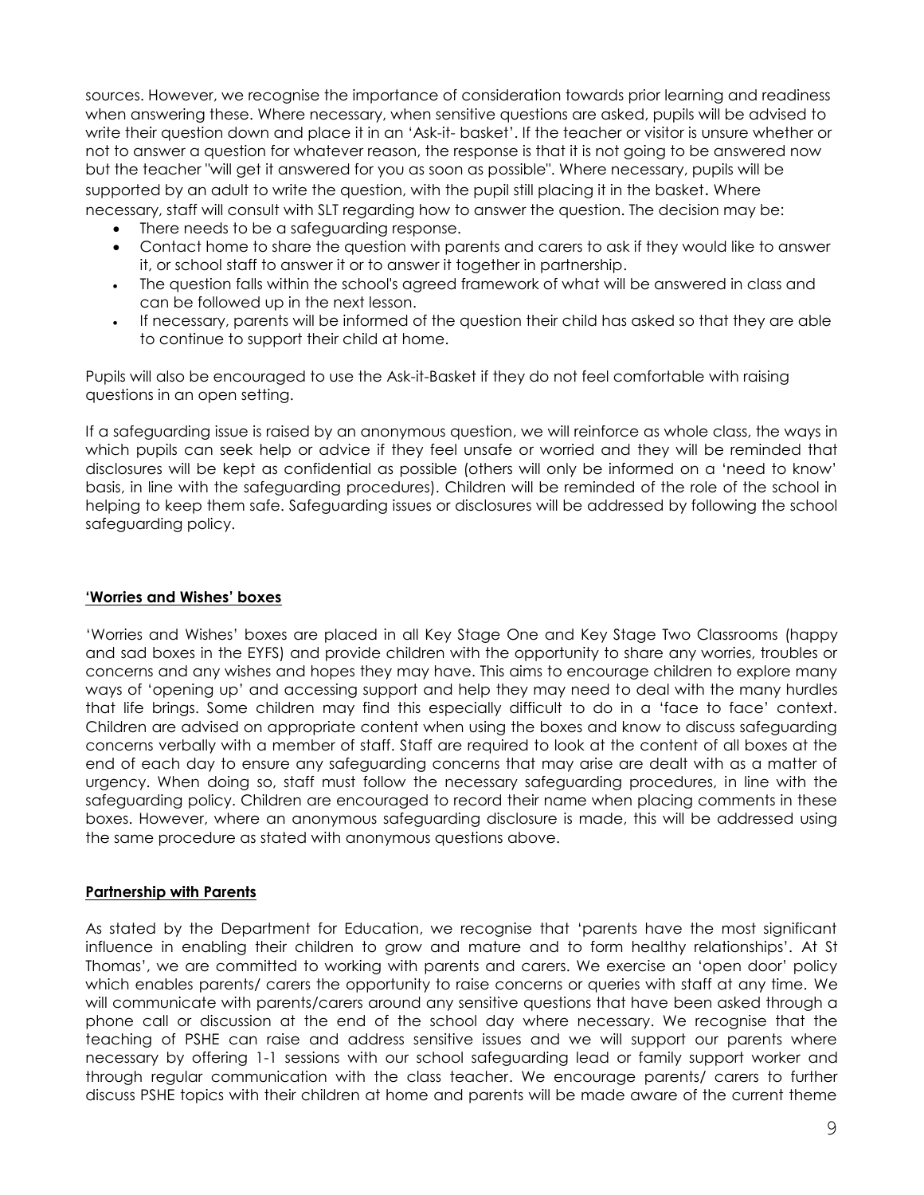sources. However, we recognise the importance of consideration towards prior learning and readiness when answering these. Where necessary, when sensitive questions are asked, pupils will be advised to write their question down and place it in an 'Ask-it- basket'. If the teacher or visitor is unsure whether or not to answer a question for whatever reason, the response is that it is not going to be answered now but the teacher "will get it answered for you as soon as possible". Where necessary, pupils will be supported by an adult to write the question, with the pupil still placing it in the basket. Where necessary, staff will consult with SLT regarding how to answer the question. The decision may be:

- There needs to be a safeguarding response.
- Contact home to share the question with parents and carers to ask if they would like to answer it, or school staff to answer it or to answer it together in partnership.
- The question falls within the school's agreed framework of what will be answered in class and can be followed up in the next lesson.
- If necessary, parents will be informed of the question their child has asked so that they are able to continue to support their child at home.

Pupils will also be encouraged to use the Ask-it-Basket if they do not feel comfortable with raising questions in an open setting.

If a safeguarding issue is raised by an anonymous question, we will reinforce as whole class, the ways in which pupils can seek help or advice if they feel unsafe or worried and they will be reminded that disclosures will be kept as confidential as possible (others will only be informed on a 'need to know' basis, in line with the safeguarding procedures). Children will be reminded of the role of the school in helping to keep them safe. Safeguarding issues or disclosures will be addressed by following the school safeguarding policy.

**'Worries and Wishes' boxes**

'Worries and Wishes' boxes are placed in all Key Stage One and Key Stage Two Classrooms (happy and sad boxes in the EYFS) and provide children with the opportunity to share any worries, troubles or concerns and any wishes and hopes they may have. This aims to encourage children to explore many ways of 'opening up' and accessing support and help they may need to deal with the many hurdles that life brings. Some children may find this especially difficult to do in a 'face to face' context. Children are advised on appropriate content when using the boxes and know to discuss safeguarding concerns verbally with a member of staff. Staff are required to look at the content of all boxes at the end of each day to ensure any safeguarding concerns that may arise are dealt with as a matter of urgency. When doing so, staff must follow the necessary safeguarding procedures, in line with the safeguarding policy. Children are encouraged to record their name when placing comments in these boxes. However, where an anonymous safeguarding disclosure is made, this will be addressed using the same procedure as stated with anonymous questions above.

**Partnership with Parents**

As stated by the Department for Education, we recognise that 'parents have the most significant influence in enabling their children to grow and mature and to form healthy relationships'. At St Thomas', we are committed to working with parents and carers. We exercise an 'open door' policy which enables parents/ carers the opportunity to raise concerns or queries with staff at any time. We will communicate with parents/carers around any sensitive questions that have been asked through a phone call or discussion at the end of the school day where necessary. We recognise that the teaching of PSHE can raise and address sensitive issues and we will support our parents where necessary by offering 1-1 sessions with our school safeguarding lead or family support worker and through regular communication with the class teacher. We encourage parents/ carers to further discuss PSHE topics with their children at home and parents will be made aware of the current theme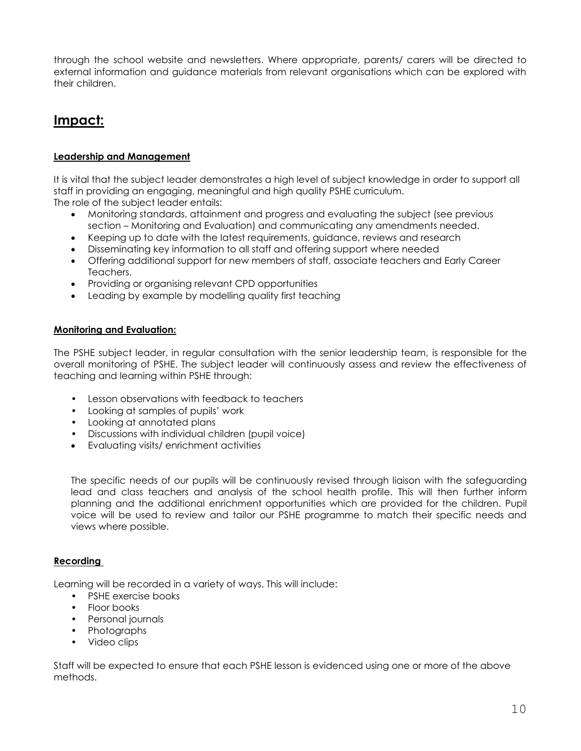through the school website and newsletters. Where appropriate, parents/ carers will be directed to external information and guidance materials from relevant organisations which can be explored with their children.

# Impact:

### Leadership and Management

It is vital that the subject leader demonstrates a high level of subject knowledge in order to support all staff in providing an engaging, meaningful and high quality PSHE curriculum.
The role of the subject leader entails:

- Monitoring standards, attainment and progress and evaluating the subject (see previous section – Monitoring and Evaluation) and communicating any amendments needed.
- Keeping up to date with the latest requirements, guidance, reviews and research
- Disseminating key information to all staff and offering support where needed
- Offering additional support for new members of staff, associate teachers and Early Career Teachers.
- Providing or organising relevant CPD opportunities
- Leading by example by modelling quality first teaching

### Monitoring and Evaluation:

The PSHE subject leader, in regular consultation with the senior leadership team, is responsible for the overall monitoring of PSHE. The subject leader will continuously assess and review the effectiveness of teaching and learning within PSHE through:

- Lesson observations with feedback to teachers
- Looking at samples of pupils' work
- Looking at annotated plans
- Discussions with individual children (pupil voice)
- Evaluating visits/ enrichment activities

The specific needs of our pupils will be continuously revised through liaison with the safeguarding lead and class teachers and analysis of the school health profile. This will then further inform planning and the additional enrichment opportunities which are provided for the children. Pupil voice will be used to review and tailor our PSHE programme to match their specific needs and views where possible.

### Recording

Learning will be recorded in a variety of ways. This will include:

- PSHE exercise books
- Floor books
- Personal journals
- Photographs
- Video clips

Staff will be expected to ensure that each PSHE lesson is evidenced using one or more of the above methods.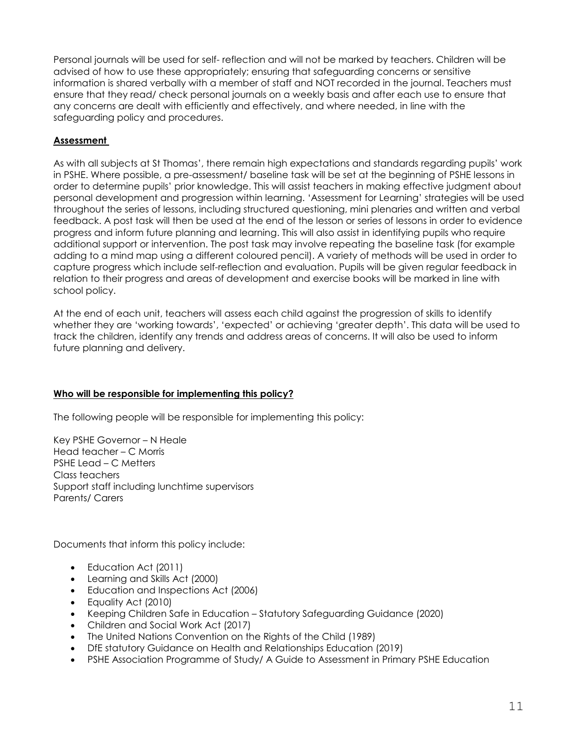Personal journals will be used for self- reflection and will not be marked by teachers. Children will be advised of how to use these appropriately; ensuring that safeguarding concerns or sensitive information is shared verbally with a member of staff and NOT recorded in the journal. Teachers must ensure that they read/ check personal journals on a weekly basis and after each use to ensure that any concerns are dealt with efficiently and effectively, and where needed, in line with the safeguarding policy and procedures.

**Assessment**

As with all subjects at St Thomas', there remain high expectations and standards regarding pupils' work in PSHE. Where possible, a pre-assessment/ baseline task will be set at the beginning of PSHE lessons in order to determine pupils' prior knowledge. This will assist teachers in making effective judgment about personal development and progression within learning. 'Assessment for Learning' strategies will be used throughout the series of lessons, including structured questioning, mini plenaries and written and verbal feedback. A post task will then be used at the end of the lesson or series of lessons in order to evidence progress and inform future planning and learning. This will also assist in identifying pupils who require additional support or intervention. The post task may involve repeating the baseline task (for example adding to a mind map using a different coloured pencil). A variety of methods will be used in order to capture progress which include self-reflection and evaluation. Pupils will be given regular feedback in relation to their progress and areas of development and exercise books will be marked in line with school policy.

At the end of each unit, teachers will assess each child against the progression of skills to identify whether they are 'working towards', 'expected' or achieving 'greater depth'. This data will be used to track the children, identify any trends and address areas of concerns. It will also be used to inform future planning and delivery.

**Who will be responsible for implementing this policy?**

The following people will be responsible for implementing this policy:

Key PSHE Governor – N Heale
Head teacher – C Morris
PSHE Lead – C Metters
Class teachers
Support staff including lunchtime supervisors
Parents/ Carers

Documents that inform this policy include:

- Education Act (2011)
- Learning and Skills Act (2000)
- Education and Inspections Act (2006)
- Equality Act (2010)
- Keeping Children Safe in Education – Statutory Safeguarding Guidance (2020)
- Children and Social Work Act (2017)
- The United Nations Convention on the Rights of the Child (1989)
- DfE statutory Guidance on Health and Relationships Education (2019)
- PSHE Association Programme of Study/ A Guide to Assessment in Primary PSHE Education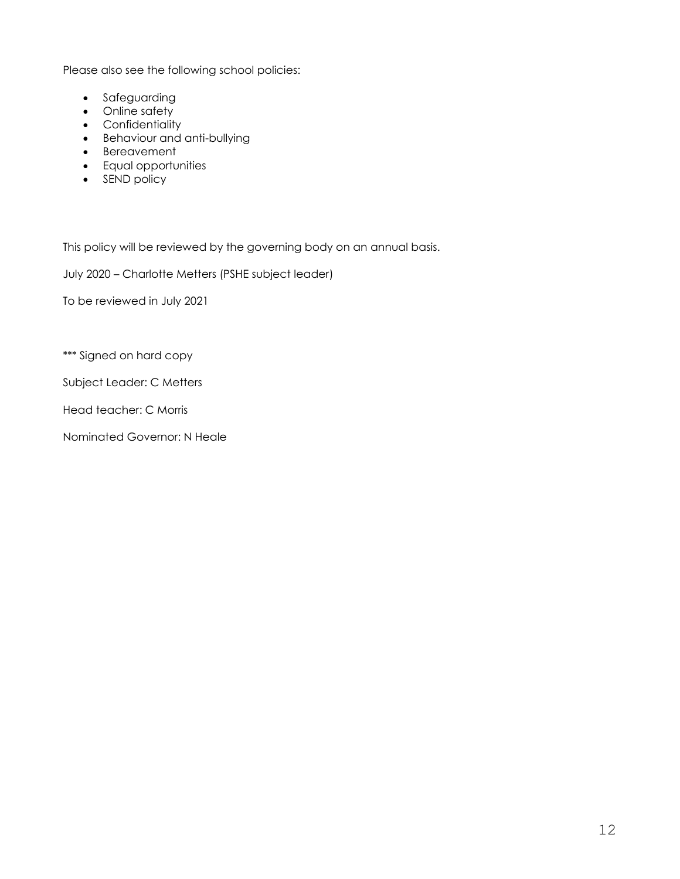Please also see the following school policies:

- Safeguarding
- Online safety
- Confidentiality
- Behaviour and anti-bullying
- Bereavement
- Equal opportunities
- SEND policy

This policy will be reviewed by the governing body on an annual basis.

July 2020 – Charlotte Metters (PSHE subject leader)

To be reviewed in July 2021

*** Signed on hard copy

Subject Leader: C Metters

Head teacher: C Morris

Nominated Governor: N Heale